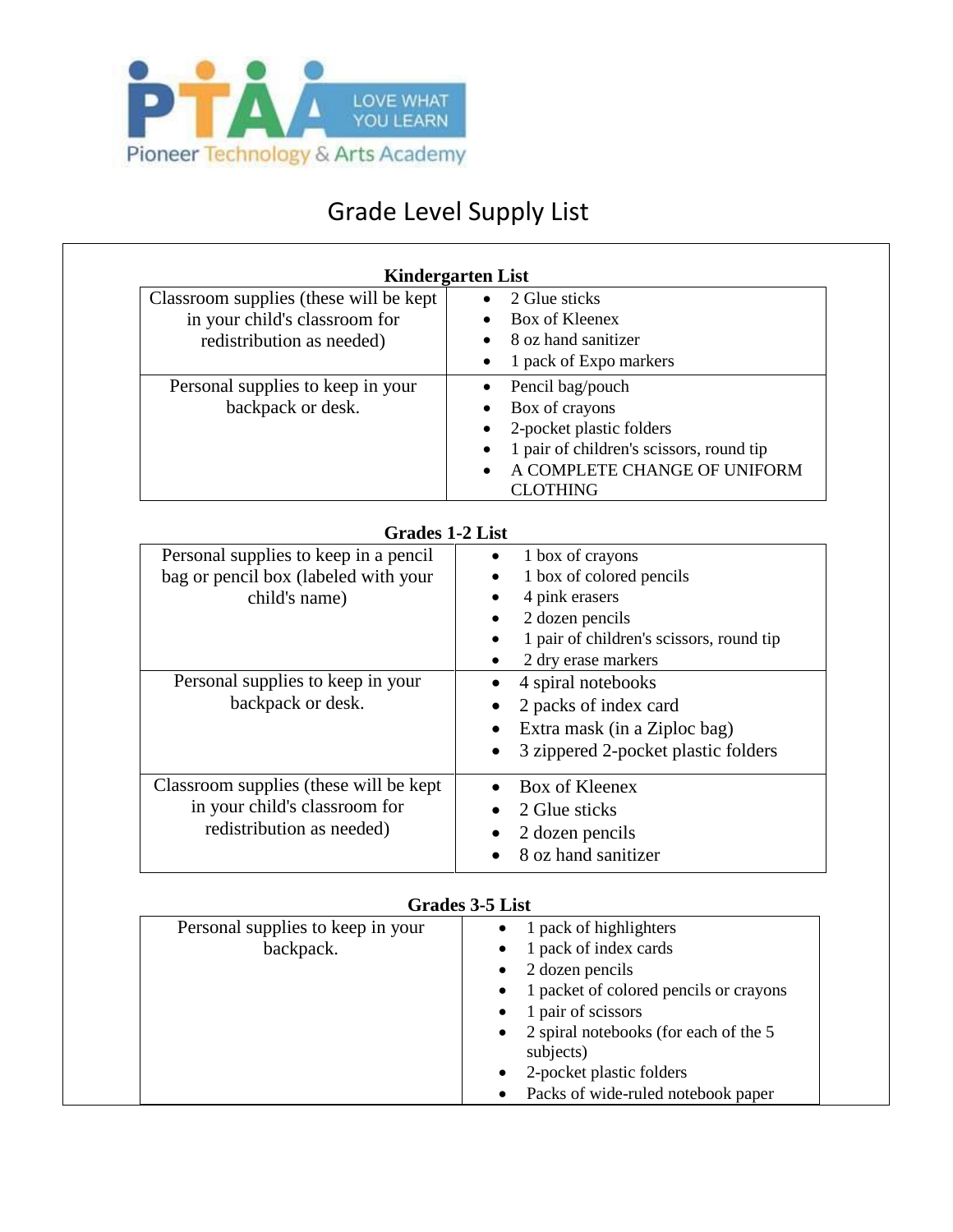PTAA LOVE WHAT YOU LEARN

Pioneer Technology & Arts Academy

# Grade Level Supply List

## Kindergarten List

| | |
|---|---|
| Classroom supplies (these will be kept in your child's classroom for redistribution as needed) | • 2 Glue sticks<br>• Box of Kleenex<br>• 8 oz hand sanitizer<br>• 1 pack of Expo markers |
| Personal supplies to keep in your backpack or desk. | • Pencil bag/pouch<br>• Box of crayons<br>• 2-pocket plastic folders<br>• 1 pair of children's scissors, round tip<br>• A COMPLETE CHANGE OF UNIFORM CLOTHING |

## Grades 1-2 List

| | |
|---|---|
| Personal supplies to keep in a pencil bag or pencil box (labeled with your child's name) | • 1 box of crayons<br>• 1 box of colored pencils<br>• 4 pink erasers<br>• 2 dozen pencils<br>• 1 pair of children's scissors, round tip<br>• 2 dry erase markers |
| Personal supplies to keep in your backpack or desk. | • 4 spiral notebooks<br>• 2 packs of index card<br>• Extra mask (in a Ziploc bag)<br>• 3 zippered 2-pocket plastic folders |
| Classroom supplies (these will be kept in your child's classroom for redistribution as needed) | • Box of Kleenex<br>• 2 Glue sticks<br>• 2 dozen pencils<br>• 8 oz hand sanitizer |

## Grades 3-5 List

| | |
|---|---|
| Personal supplies to keep in your backpack. | • 1 pack of highlighters<br>• 1 pack of index cards<br>• 2 dozen pencils<br>• 1 packet of colored pencils or crayons<br>• 1 pair of scissors<br>• 2 spiral notebooks (for each of the 5 subjects)<br>• 2-pocket plastic folders<br>• Packs of wide-ruled notebook paper |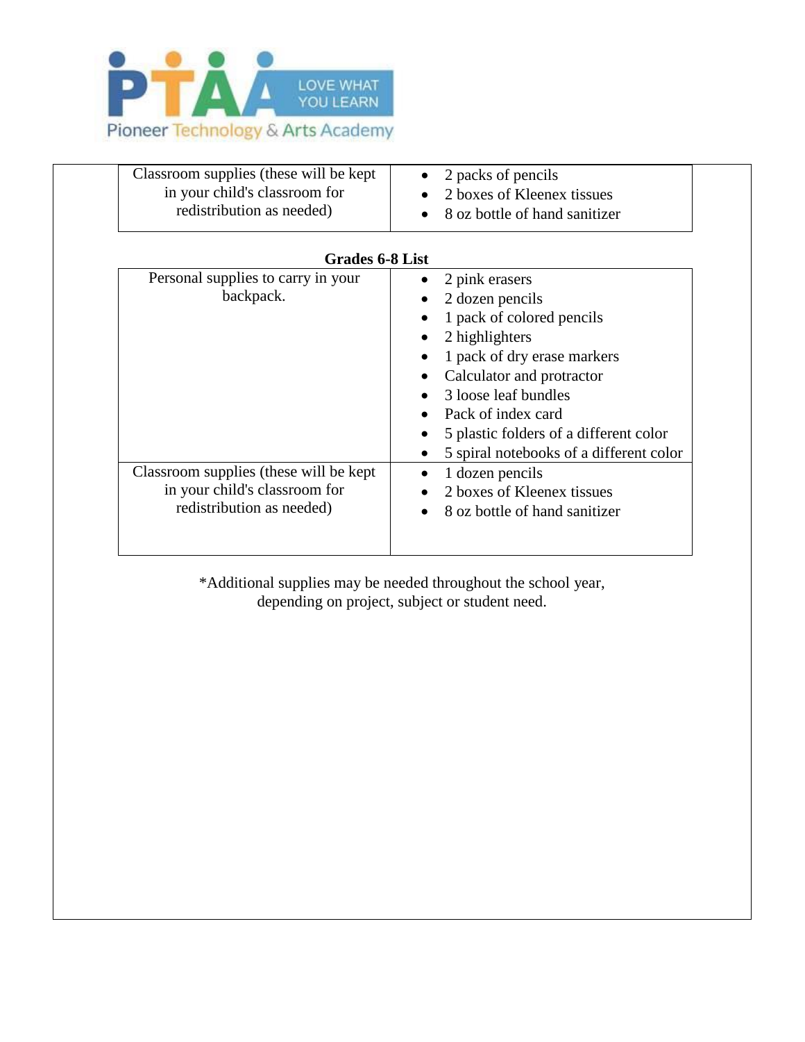Pioneer Technology & Arts Academy

LOVE WHAT YOU LEARN

| | |
|---|---|
| Classroom supplies (these will be kept in your child's classroom for redistribution as needed) | • 2 packs of pencils<br>• 2 boxes of Kleenex tissues<br>• 8 oz bottle of hand sanitizer |

**Grades 6-8 List**

| | |
|---|---|
| Personal supplies to carry in your backpack. | • 2 pink erasers<br>• 2 dozen pencils<br>• 1 pack of colored pencils<br>• 2 highlighters<br>• 1 pack of dry erase markers<br>• Calculator and protractor<br>• 3 loose leaf bundles<br>• Pack of index card<br>• 5 plastic folders of a different color<br>• 5 spiral notebooks of a different color |
| Classroom supplies (these will be kept in your child's classroom for redistribution as needed) | • 1 dozen pencils<br>• 2 boxes of Kleenex tissues<br>• 8 oz bottle of hand sanitizer |

*Additional supplies may be needed throughout the school year, depending on project, subject or student need.